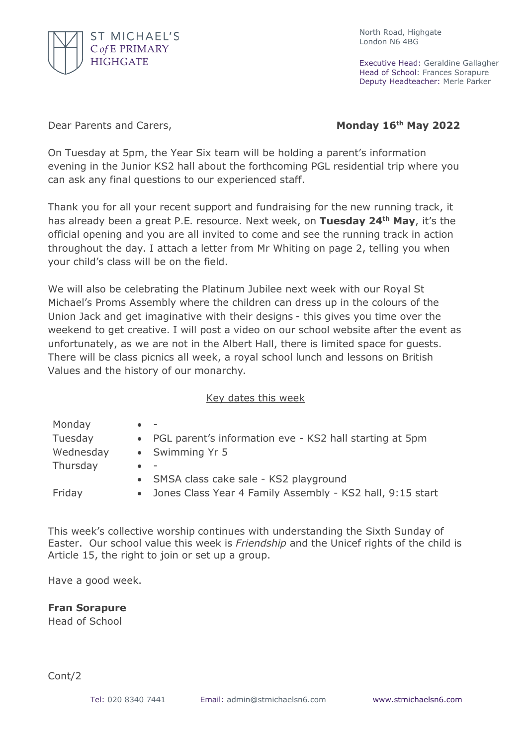ST MICHAEL'S
C *of* E PRIMARY
HIGHGATE

North Road, Highgate
London N6 4BG

Executive Head: Geraldine Gallagher
Head of School: Frances Sorapure
Deputy Headteacher: Merle Parker

Dear Parents and Carers,

**Monday 16th May 2022**

On Tuesday at 5pm, the Year Six team will be holding a parent's information evening in the Junior KS2 hall about the forthcoming PGL residential trip where you can ask any final questions to our experienced staff.

Thank you for all your recent support and fundraising for the new running track, it has already been a great P.E. resource. Next week, on **Tuesday 24th May**, it's the official opening and you are all invited to come and see the running track in action throughout the day. I attach a letter from Mr Whiting on page 2, telling you when your child's class will be on the field.

We will also be celebrating the Platinum Jubilee next week with our Royal St Michael's Proms Assembly where the children can dress up in the colours of the Union Jack and get imaginative with their designs - this gives you time over the weekend to get creative. I will post a video on our school website after the event as unfortunately, as we are not in the Albert Hall, there is limited space for guests. There will be class picnics all week, a royal school lunch and lessons on British Values and the history of our monarchy.

Key dates this week

| | |
|---|---|
| Monday | • - |
| Tuesday | • PGL parent's information eve - KS2 hall starting at 5pm |
| Wednesday | • Swimming Yr 5 |
| Thursday | • - |
| | • SMSA class cake sale - KS2 playground |
| Friday | • Jones Class Year 4 Family Assembly - KS2 hall, 9:15 start |

This week's collective worship continues with understanding the Sixth Sunday of Easter. Our school value this week is *Friendship* and the Unicef rights of the child is Article 15, the right to join or set up a group.

Have a good week.

**Fran Sorapure**
Head of School

Cont/2

Tel: 020 8340 7441 Email: admin@stmichaelsn6.com www.stmichaelsn6.com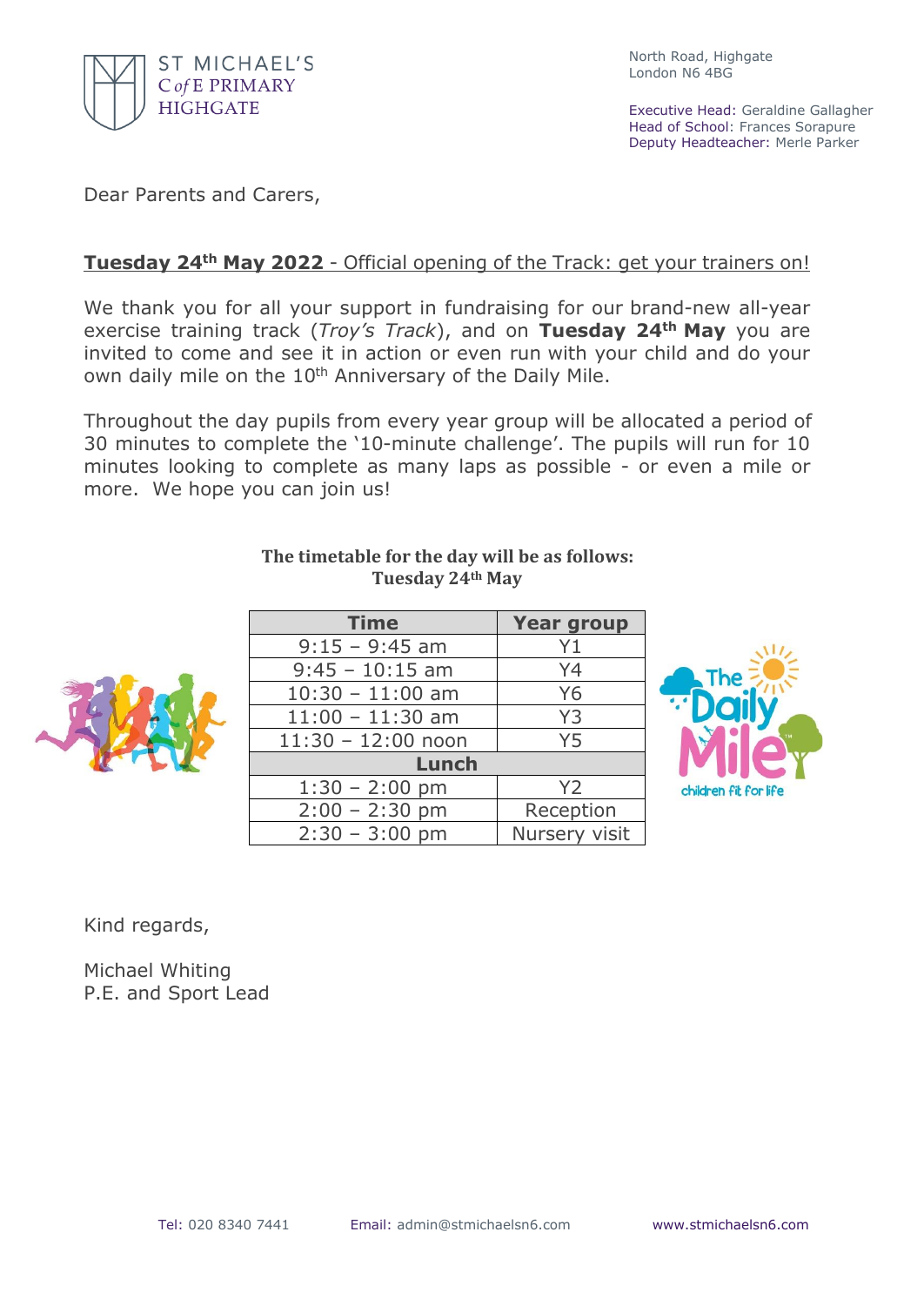ST MICHAEL'S
C of E PRIMARY
HIGHGATE

North Road, Highgate
London N6 4BG

Executive Head: Geraldine Gallagher
Head of School: Frances Sorapure
Deputy Headteacher: Merle Parker

Dear Parents and Carers,

**Tuesday 24th May 2022** - Official opening of the Track: get your trainers on!

We thank you for all your support in fundraising for our brand-new all-year exercise training track (*Troy's Track*), and on **Tuesday 24th May** you are invited to come and see it in action or even run with your child and do your own daily mile on the 10th Anniversary of the Daily Mile.

Throughout the day pupils from every year group will be allocated a period of 30 minutes to complete the '10-minute challenge'. The pupils will run for 10 minutes looking to complete as many laps as possible - or even a mile or more. We hope you can join us!

**The timetable for the day will be as follows:**
**Tuesday 24th May**

| Time | Year group |
|---|---|
| 9:15 – 9:45 am | Y1 |
| 9:45 – 10:15 am | Y4 |
| 10:30 – 11:00 am | Y6 |
| 11:00 – 11:30 am | Y3 |
| 11:30 – 12:00 noon | Y5 |
| **Lunch** | |
| 1:30 – 2:00 pm | Y2 |
| 2:00 – 2:30 pm | Reception |
| 2:30 – 3:00 pm | Nursery visit |

Kind regards,

Michael Whiting
P.E. and Sport Lead

Tel: 020 8340 7441 Email: admin@stmichaelsn6.com www.stmichaelsn6.com